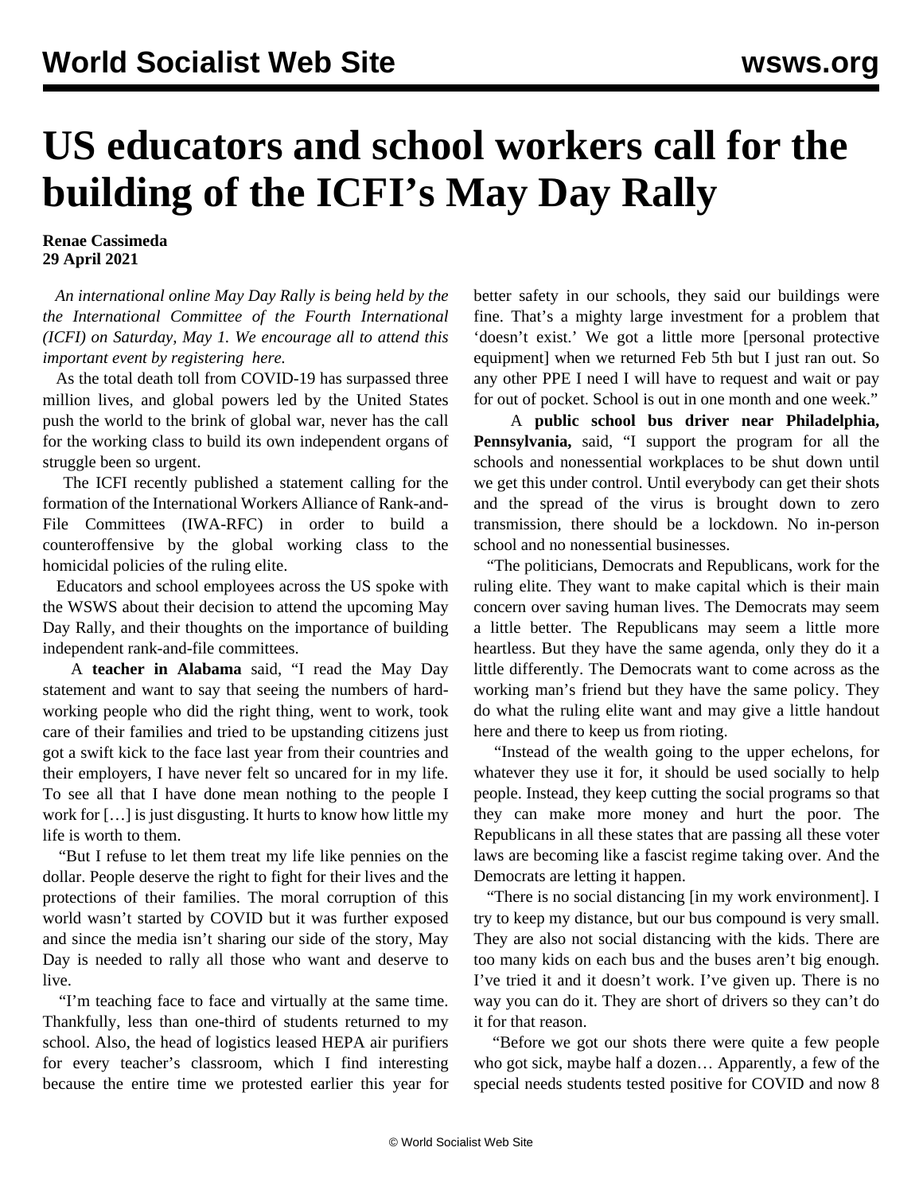# US educators and school workers call for the building of the ICFI's May Day Rally

**Renae Cassimeda**
**29 April 2021**

*An international online May Day Rally is being held by the the International Committee of the Fourth International (ICFI) on Saturday, May 1. We encourage all to attend this important event by registering here.*

As the total death toll from COVID-19 has surpassed three million lives, and global powers led by the United States push the world to the brink of global war, never has the call for the working class to build its own independent organs of struggle been so urgent.

The ICFI recently published a statement calling for the formation of the International Workers Alliance of Rank-and-File Committees (IWA-RFC) in order to build a counteroffensive by the global working class to the homicidal policies of the ruling elite.

Educators and school employees across the US spoke with the WSWS about their decision to attend the upcoming May Day Rally, and their thoughts on the importance of building independent rank-and-file committees.

A **teacher in Alabama** said, "I read the May Day statement and want to say that seeing the numbers of hard-working people who did the right thing, went to work, took care of their families and tried to be upstanding citizens just got a swift kick to the face last year from their countries and their employers, I have never felt so uncared for in my life. To see all that I have done mean nothing to the people I work for […] is just disgusting. It hurts to know how little my life is worth to them.

"But I refuse to let them treat my life like pennies on the dollar. People deserve the right to fight for their lives and the protections of their families. The moral corruption of this world wasn't started by COVID but it was further exposed and since the media isn't sharing our side of the story, May Day is needed to rally all those who want and deserve to live.

"I'm teaching face to face and virtually at the same time. Thankfully, less than one-third of students returned to my school. Also, the head of logistics leased HEPA air purifiers for every teacher's classroom, which I find interesting because the entire time we protested earlier this year for better safety in our schools, they said our buildings were fine. That's a mighty large investment for a problem that 'doesn't exist.' We got a little more [personal protective equipment] when we returned Feb 5th but I just ran out. So any other PPE I need I will have to request and wait or pay for out of pocket. School is out in one month and one week."

A **public school bus driver near Philadelphia, Pennsylvania,** said, "I support the program for all the schools and nonessential workplaces to be shut down until we get this under control. Until everybody can get their shots and the spread of the virus is brought down to zero transmission, there should be a lockdown. No in-person school and no nonessential businesses.

"The politicians, Democrats and Republicans, work for the ruling elite. They want to make capital which is their main concern over saving human lives. The Democrats may seem a little better. The Republicans may seem a little more heartless. But they have the same agenda, only they do it a little differently. The Democrats want to come across as the working man's friend but they have the same policy. They do what the ruling elite want and may give a little handout here and there to keep us from rioting.

"Instead of the wealth going to the upper echelons, for whatever they use it for, it should be used socially to help people. Instead, they keep cutting the social programs so that they can make more money and hurt the poor. The Republicans in all these states that are passing all these voter laws are becoming like a fascist regime taking over. And the Democrats are letting it happen.

"There is no social distancing [in my work environment]. I try to keep my distance, but our bus compound is very small. They are also not social distancing with the kids. There are too many kids on each bus and the buses aren't big enough. I've tried it and it doesn't work. I've given up. There is no way you can do it. They are short of drivers so they can't do it for that reason.

"Before we got our shots there were quite a few people who got sick, maybe half a dozen… Apparently, a few of the special needs students tested positive for COVID and now 8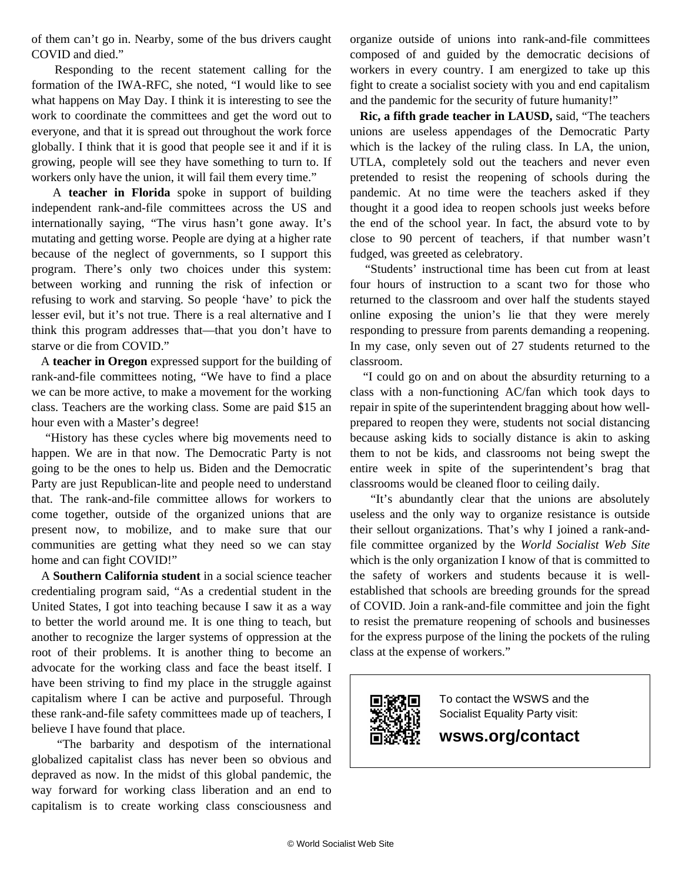of them can't go in. Nearby, some of the bus drivers caught COVID and died."

Responding to the recent statement calling for the formation of the IWA-RFC, she noted, "I would like to see what happens on May Day. I think it is interesting to see the work to coordinate the committees and get the word out to everyone, and that it is spread out throughout the work force globally. I think that it is good that people see it and if it is growing, people will see they have something to turn to. If workers only have the union, it will fail them every time."

A **teacher in Florida** spoke in support of building independent rank-and-file committees across the US and internationally saying, "The virus hasn't gone away. It's mutating and getting worse. People are dying at a higher rate because of the neglect of governments, so I support this program. There's only two choices under this system: between working and running the risk of infection or refusing to work and starving. So people 'have' to pick the lesser evil, but it's not true. There is a real alternative and I think this program addresses that—that you don't have to starve or die from COVID."

A **teacher in Oregon** expressed support for the building of rank-and-file committees noting, "We have to find a place we can be more active, to make a movement for the working class. Teachers are the working class. Some are paid $15 an hour even with a Master's degree!

"History has these cycles where big movements need to happen. We are in that now. The Democratic Party is not going to be the ones to help us. Biden and the Democratic Party are just Republican-lite and people need to understand that. The rank-and-file committee allows for workers to come together, outside of the organized unions that are present now, to mobilize, and to make sure that our communities are getting what they need so we can stay home and can fight COVID!"

A **Southern California student** in a social science teacher credentialing program said, "As a credential student in the United States, I got into teaching because I saw it as a way to better the world around me. It is one thing to teach, but another to recognize the larger systems of oppression at the root of their problems. It is another thing to become an advocate for the working class and face the beast itself. I have been striving to find my place in the struggle against capitalism where I can be active and purposeful. Through these rank-and-file safety committees made up of teachers, I believe I have found that place.

"The barbarity and despotism of the international globalized capitalist class has never been so obvious and depraved as now. In the midst of this global pandemic, the way forward for working class liberation and an end to capitalism is to create working class consciousness and organize outside of unions into rank-and-file committees composed of and guided by the democratic decisions of workers in every country. I am energized to take up this fight to create a socialist society with you and end capitalism and the pandemic for the security of future humanity!"

**Ric, a fifth grade teacher in LAUSD,** said, "The teachers unions are useless appendages of the Democratic Party which is the lackey of the ruling class. In LA, the union, UTLA, completely sold out the teachers and never even pretended to resist the reopening of schools during the pandemic. At no time were the teachers asked if they thought it a good idea to reopen schools just weeks before the end of the school year. In fact, the absurd vote to by close to 90 percent of teachers, if that number wasn't fudged, was greeted as celebratory.

"Students' instructional time has been cut from at least four hours of instruction to a scant two for those who returned to the classroom and over half the students stayed online exposing the union's lie that they were merely responding to pressure from parents demanding a reopening. In my case, only seven out of 27 students returned to the classroom.

"I could go on and on about the absurdity returning to a class with a non-functioning AC/fan which took days to repair in spite of the superintendent bragging about how well-prepared to reopen they were, students not social distancing because asking kids to socially distance is akin to asking them to not be kids, and classrooms not being swept the entire week in spite of the superintendent's brag that classrooms would be cleaned floor to ceiling daily.

"It's abundantly clear that the unions are absolutely useless and the only way to organize resistance is outside their sellout organizations. That's why I joined a rank-and-file committee organized by the *World Socialist Web Site* which is the only organization I know of that is committed to the safety of workers and students because it is well-established that schools are breeding grounds for the spread of COVID. Join a rank-and-file committee and join the fight to resist the premature reopening of schools and businesses for the express purpose of the lining the pockets of the ruling class at the expense of workers."

To contact the WSWS and the Socialist Equality Party visit:

**wsws.org/contact**